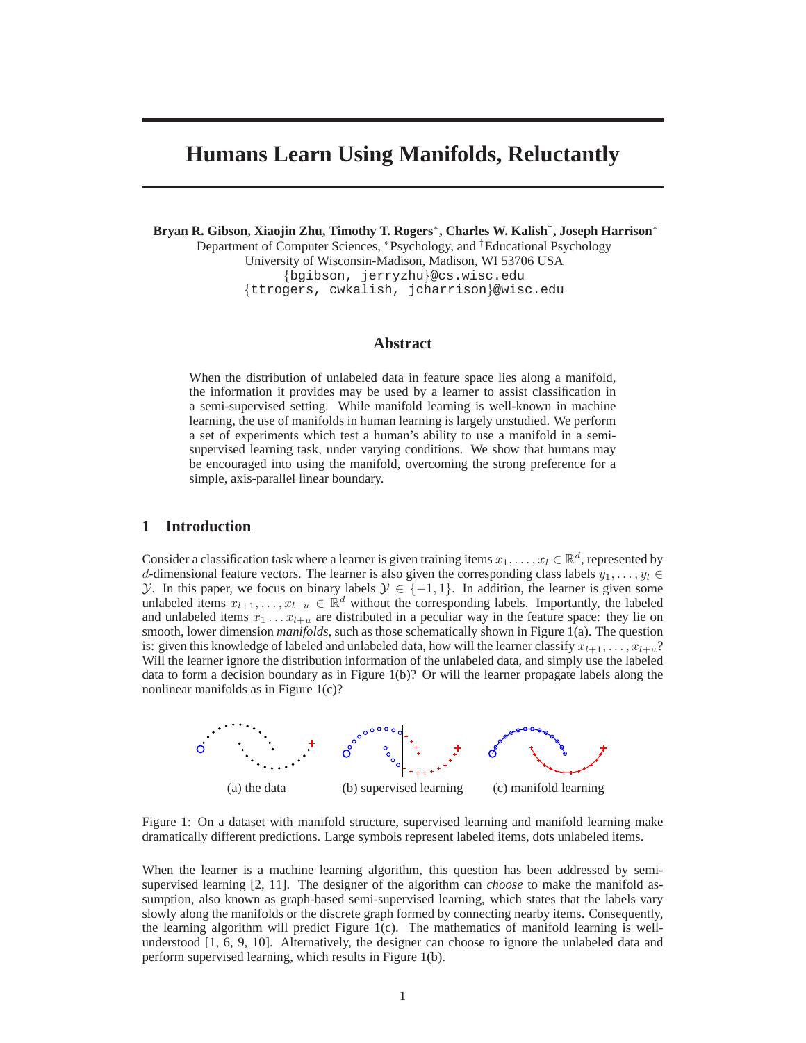# Humans Learn Using Manifolds, Reluctantly

**Bryan R. Gibson, Xiaojin Zhu, Timothy T. Rogers\*, Charles W. Kalish†, Joseph Harrison\***
Department of Computer Sciences, \*Psychology, and †Educational Psychology
University of Wisconsin-Madison, Madison, WI 53706 USA
{bgibson, jerryzhu}@cs.wisc.edu
{ttrogers, cwkalish, jcharrison}@wisc.edu

## Abstract

When the distribution of unlabeled data in feature space lies along a manifold, the information it provides may be used by a learner to assist classification in a semi-supervised setting. While manifold learning is well-known in machine learning, the use of manifolds in human learning is largely unstudied. We perform a set of experiments which test a human's ability to use a manifold in a semi-supervised learning task, under varying conditions. We show that humans may be encouraged into using the manifold, overcoming the strong preference for a simple, axis-parallel linear boundary.

## 1 Introduction

Consider a classification task where a learner is given training items $x_1, \ldots, x_l \in \mathbb{R}^d$, represented by $d$-dimensional feature vectors. The learner is also given the corresponding class labels $y_1, \ldots, y_l \in \mathcal{Y}$. In this paper, we focus on binary labels $\mathcal{Y} \in \{-1, 1\}$. In addition, the learner is given some unlabeled items $x_{l+1}, \ldots, x_{l+u} \in \mathbb{R}^d$ without the corresponding labels. Importantly, the labeled and unlabeled items $x_1 \ldots x_{l+u}$ are distributed in a peculiar way in the feature space: they lie on smooth, lower dimension *manifolds*, such as those schematically shown in Figure 1(a). The question is: given this knowledge of labeled and unlabeled data, how will the learner classify $x_{l+1}, \ldots, x_{l+u}$? Will the learner ignore the distribution information of the unlabeled data, and simply use the labeled data to form a decision boundary as in Figure 1(b)? Or will the learner propagate labels along the nonlinear manifolds as in Figure 1(c)?

(a) the data (b) supervised learning (c) manifold learning

Figure 1: On a dataset with manifold structure, supervised learning and manifold learning make dramatically different predictions. Large symbols represent labeled items, dots unlabeled items.

When the learner is a machine learning algorithm, this question has been addressed by semi-supervised learning [2, 11]. The designer of the algorithm can *choose* to make the manifold assumption, also known as graph-based semi-supervised learning, which states that the labels vary slowly along the manifolds or the discrete graph formed by connecting nearby items. Consequently, the learning algorithm will predict Figure 1(c). The mathematics of manifold learning is well-understood [1, 6, 9, 10]. Alternatively, the designer can choose to ignore the unlabeled data and perform supervised learning, which results in Figure 1(b).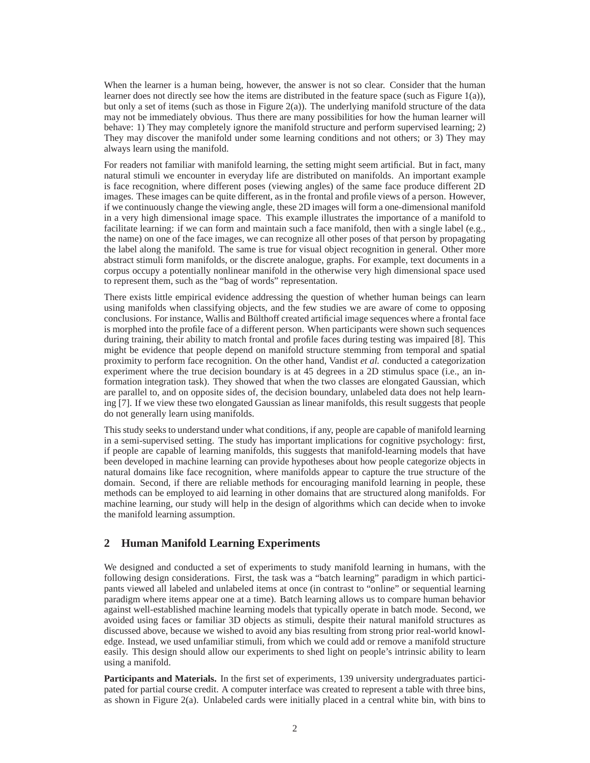When the learner is a human being, however, the answer is not so clear. Consider that the human learner does not directly see how the items are distributed in the feature space (such as Figure 1(a)), but only a set of items (such as those in Figure 2(a)). The underlying manifold structure of the data may not be immediately obvious. Thus there are many possibilities for how the human learner will behave: 1) They may completely ignore the manifold structure and perform supervised learning; 2) They may discover the manifold under some learning conditions and not others; or 3) They may always learn using the manifold.

For readers not familiar with manifold learning, the setting might seem artificial. But in fact, many natural stimuli we encounter in everyday life are distributed on manifolds. An important example is face recognition, where different poses (viewing angles) of the same face produce different 2D images. These images can be quite different, as in the frontal and profile views of a person. However, if we continuously change the viewing angle, these 2D images will form a one-dimensional manifold in a very high dimensional image space. This example illustrates the importance of a manifold to facilitate learning: if we can form and maintain such a face manifold, then with a single label (e.g., the name) on one of the face images, we can recognize all other poses of that person by propagating the label along the manifold. The same is true for visual object recognition in general. Other more abstract stimuli form manifolds, or the discrete analogue, graphs. For example, text documents in a corpus occupy a potentially nonlinear manifold in the otherwise very high dimensional space used to represent them, such as the "bag of words" representation.

There exists little empirical evidence addressing the question of whether human beings can learn using manifolds when classifying objects, and the few studies we are aware of come to opposing conclusions. For instance, Wallis and Bülthoff created artificial image sequences where a frontal face is morphed into the profile face of a different person. When participants were shown such sequences during training, their ability to match frontal and profile faces during testing was impaired [8]. This might be evidence that people depend on manifold structure stemming from temporal and spatial proximity to perform face recognition. On the other hand, Vandist *et al.* conducted a categorization experiment where the true decision boundary is at 45 degrees in a 2D stimulus space (i.e., an information integration task). They showed that when the two classes are elongated Gaussian, which are parallel to, and on opposite sides of, the decision boundary, unlabeled data does not help learning [7]. If we view these two elongated Gaussian as linear manifolds, this result suggests that people do not generally learn using manifolds.

This study seeks to understand under what conditions, if any, people are capable of manifold learning in a semi-supervised setting. The study has important implications for cognitive psychology: first, if people are capable of learning manifolds, this suggests that manifold-learning models that have been developed in machine learning can provide hypotheses about how people categorize objects in natural domains like face recognition, where manifolds appear to capture the true structure of the domain. Second, if there are reliable methods for encouraging manifold learning in people, these methods can be employed to aid learning in other domains that are structured along manifolds. For machine learning, our study will help in the design of algorithms which can decide when to invoke the manifold learning assumption.

## 2 Human Manifold Learning Experiments

We designed and conducted a set of experiments to study manifold learning in humans, with the following design considerations. First, the task was a "batch learning" paradigm in which participants viewed all labeled and unlabeled items at once (in contrast to "online" or sequential learning paradigm where items appear one at a time). Batch learning allows us to compare human behavior against well-established machine learning models that typically operate in batch mode. Second, we avoided using faces or familiar 3D objects as stimuli, despite their natural manifold structures as discussed above, because we wished to avoid any bias resulting from strong prior real-world knowledge. Instead, we used unfamiliar stimuli, from which we could add or remove a manifold structure easily. This design should allow our experiments to shed light on people's intrinsic ability to learn using a manifold.

**Participants and Materials.** In the first set of experiments, 139 university undergraduates participated for partial course credit. A computer interface was created to represent a table with three bins, as shown in Figure 2(a). Unlabeled cards were initially placed in a central white bin, with bins to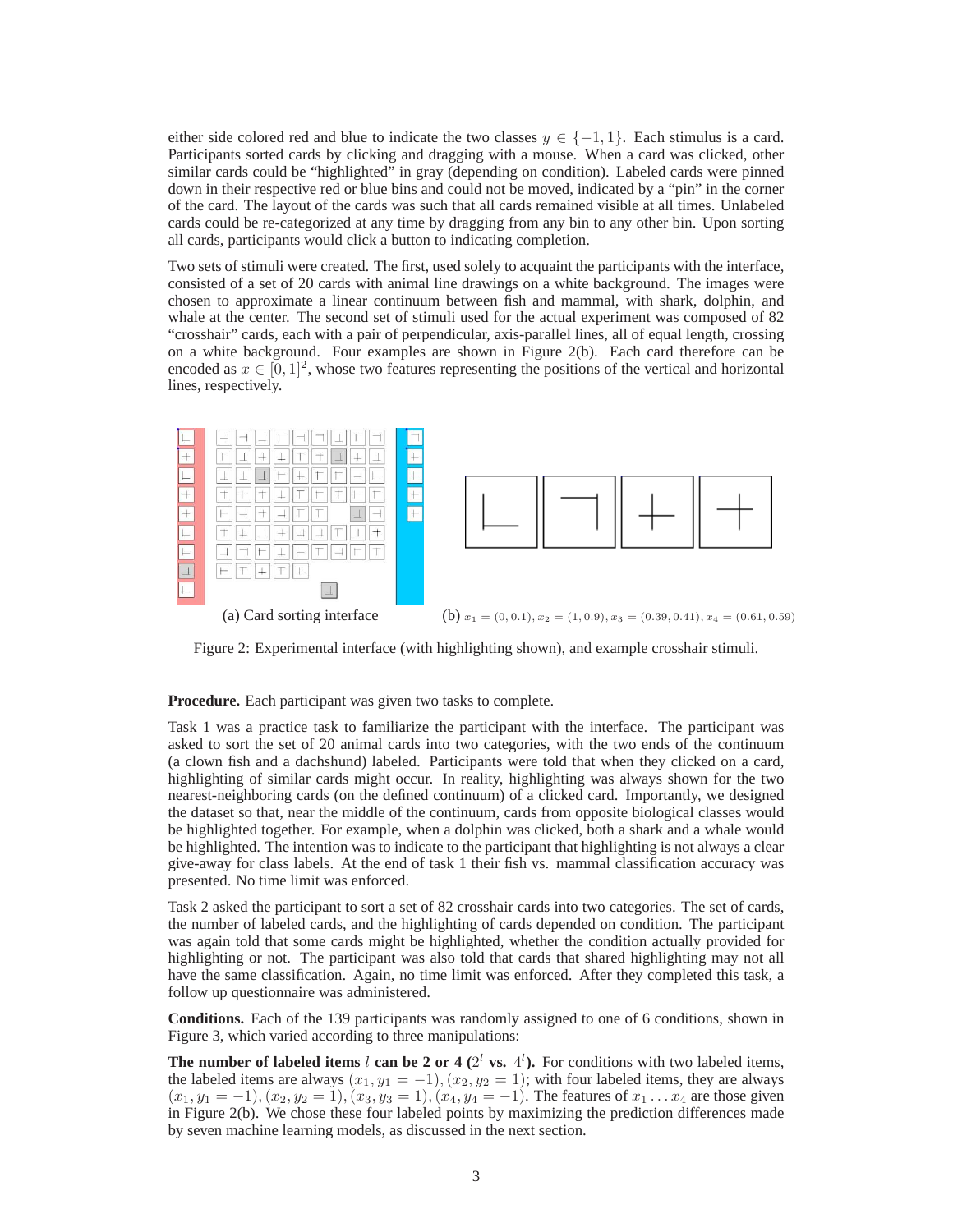either side colored red and blue to indicate the two classes $y \in \{-1, 1\}$. Each stimulus is a card. Participants sorted cards by clicking and dragging with a mouse. When a card was clicked, other similar cards could be "highlighted" in gray (depending on condition). Labeled cards were pinned down in their respective red or blue bins and could not be moved, indicated by a "pin" in the corner of the card. The layout of the cards was such that all cards remained visible at all times. Unlabeled cards could be re-categorized at any time by dragging from any bin to any other bin. Upon sorting all cards, participants would click a button to indicating completion.

Two sets of stimuli were created. The first, used solely to acquaint the participants with the interface, consisted of a set of 20 cards with animal line drawings on a white background. The images were chosen to approximate a linear continuum between fish and mammal, with shark, dolphin, and whale at the center. The second set of stimuli used for the actual experiment was composed of 82 "crosshair" cards, each with a pair of perpendicular, axis-parallel lines, all of equal length, crossing on a white background. Four examples are shown in Figure 2(b). Each card therefore can be encoded as $x \in [0, 1]^2$, whose two features representing the positions of the vertical and horizontal lines, respectively.

(a) Card sorting interface

(b) $x_1 = (0, 0.1), x_2 = (1, 0.9), x_3 = (0.39, 0.41), x_4 = (0.61, 0.59)$

Figure 2: Experimental interface (with highlighting shown), and example crosshair stimuli.

**Procedure.** Each participant was given two tasks to complete.

Task 1 was a practice task to familiarize the participant with the interface. The participant was asked to sort the set of 20 animal cards into two categories, with the two ends of the continuum (a clown fish and a dachshund) labeled. Participants were told that when they clicked on a card, highlighting of similar cards might occur. In reality, highlighting was always shown for the two nearest-neighboring cards (on the defined continuum) of a clicked card. Importantly, we designed the dataset so that, near the middle of the continuum, cards from opposite biological classes would be highlighted together. For example, when a dolphin was clicked, both a shark and a whale would be highlighted. The intention was to indicate to the participant that highlighting is not always a clear give-away for class labels. At the end of task 1 their fish vs. mammal classification accuracy was presented. No time limit was enforced.

Task 2 asked the participant to sort a set of 82 crosshair cards into two categories. The set of cards, the number of labeled cards, and the highlighting of cards depended on condition. The participant was again told that some cards might be highlighted, whether the condition actually provided for highlighting or not. The participant was also told that cards that shared highlighting may not all have the same classification. Again, no time limit was enforced. After they completed this task, a follow up questionnaire was administered.

**Conditions.** Each of the 139 participants was randomly assigned to one of 6 conditions, shown in Figure 3, which varied according to three manipulations:

**The number of labeled items $l$ can be 2 or 4 ($2^l$ vs. $4^l$).** For conditions with two labeled items, the labeled items are always $(x_1, y_1 = -1), (x_2, y_2 = 1)$; with four labeled items, they are always $(x_1, y_1 = -1), (x_2, y_2 = 1), (x_3, y_3 = 1), (x_4, y_4 = -1)$. The features of $x_1 \ldots x_4$ are those given in Figure 2(b). We chose these four labeled points by maximizing the prediction differences made by seven machine learning models, as discussed in the next section.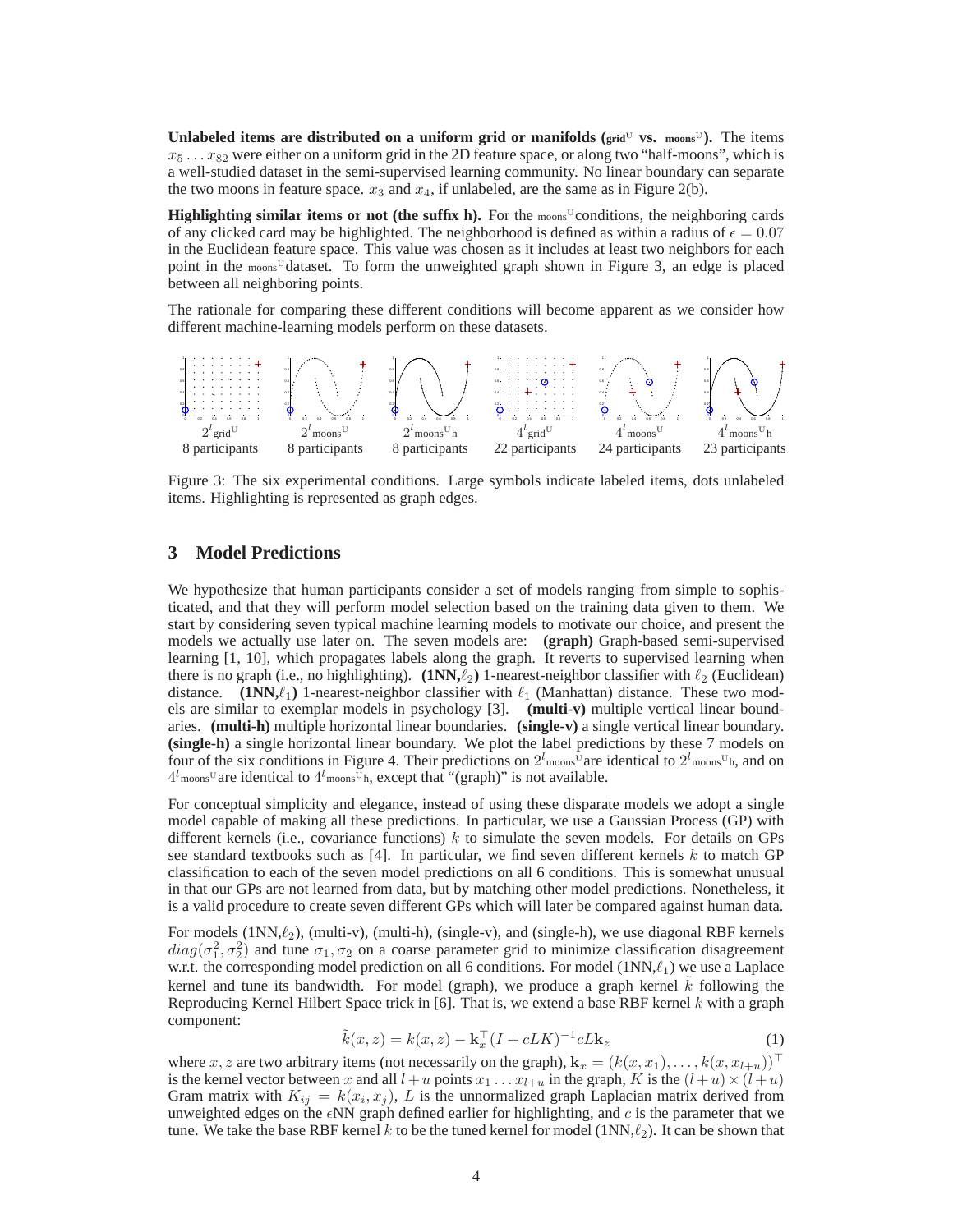**Unlabeled items are distributed on a uniform grid or manifolds ($\text{grid}^{\text{U}}$ vs. $\text{moons}^{\text{U}}$).** The items $x_5 \ldots x_{82}$ were either on a uniform grid in the 2D feature space, or along two "half-moons", which is a well-studied dataset in the semi-supervised learning community. No linear boundary can separate the two moons in feature space. $x_3$ and $x_4$, if unlabeled, are the same as in Figure 2(b).

**Highlighting similar items or not (the suffix h).** For the $\text{moons}^{\text{U}}$ conditions, the neighboring cards of any clicked card may be highlighted. The neighborhood is defined as within a radius of $\epsilon = 0.07$ in the Euclidean feature space. This value was chosen as it includes at least two neighbors for each point in the $\text{moons}^{\text{U}}$ dataset. To form the unweighted graph shown in Figure 3, an edge is placed between all neighboring points.

The rationale for comparing these different conditions will become apparent as we consider how different machine-learning models perform on these datasets.

| $2^l \text{grid}^{\text{U}}$ | $2^l \text{moons}^{\text{U}}$ | $2^l \text{moons}^{\text{U}}\text{h}$ | $4^l \text{grid}^{\text{U}}$ | $4^l \text{moons}^{\text{U}}$ | $4^l \text{moons}^{\text{U}}\text{h}$ |
|---|---|---|---|---|---|
| 8 participants | 8 participants | 8 participants | 22 participants | 24 participants | 23 participants |

Figure 3: The six experimental conditions. Large symbols indicate labeled items, dots unlabeled items. Highlighting is represented as graph edges.

## 3 Model Predictions

We hypothesize that human participants consider a set of models ranging from simple to sophisticated, and that they will perform model selection based on the training data given to them. We start by considering seven typical machine learning models to motivate our choice, and present the models we actually use later on. The seven models are: **(graph)** Graph-based semi-supervised learning [1, 10], which propagates labels along the graph. It reverts to supervised learning when there is no graph (i.e., no highlighting). **(1NN,$\ell_2$)** 1-nearest-neighbor classifier with $\ell_2$ (Euclidean) distance. **(1NN,$\ell_1$)** 1-nearest-neighbor classifier with $\ell_1$ (Manhattan) distance. These two models are similar to exemplar models in psychology [3]. **(multi-v)** multiple vertical linear boundaries. **(multi-h)** multiple horizontal linear boundaries. **(single-v)** a single vertical linear boundary. **(single-h)** a single horizontal linear boundary. We plot the label predictions by these 7 models on four of the six conditions in Figure 4. Their predictions on $2^l \text{moons}^{\text{U}}$ are identical to $2^l \text{moons}^{\text{U}}\text{h}$, and on $4^l \text{moons}^{\text{U}}$ are identical to $4^l \text{moons}^{\text{U}}\text{h}$, except that "(graph)" is not available.

For conceptual simplicity and elegance, instead of using these disparate models we adopt a single model capable of making all these predictions. In particular, we use a Gaussian Process (GP) with different kernels (i.e., covariance functions) $k$ to simulate the seven models. For details on GPs see standard textbooks such as [4]. In particular, we find seven different kernels $k$ to match GP classification to each of the seven model predictions on all 6 conditions. This is somewhat unusual in that our GPs are not learned from data, but by matching other model predictions. Nonetheless, it is a valid procedure to create seven different GPs which will later be compared against human data.

For models (1NN,$\ell_2$), (multi-v), (multi-h), (single-v), and (single-h), we use diagonal RBF kernels $diag(\sigma_1^2, \sigma_2^2)$ and tune $\sigma_1, \sigma_2$ on a coarse parameter grid to minimize classification disagreement w.r.t. the corresponding model prediction on all 6 conditions. For model (1NN,$\ell_1$) we use a Laplace kernel and tune its bandwidth. For model (graph), we produce a graph kernel $\tilde{k}$ following the Reproducing Kernel Hilbert Space trick in [6]. That is, we extend a base RBF kernel $k$ with a graph component:

$$\tilde{k}(x, z) = k(x, z) - \mathbf{k}_x^\top (I + cLK)^{-1} cL\mathbf{k}_z \tag{1}$$

where $x, z$ are two arbitrary items (not necessarily on the graph), $\mathbf{k}_x = (k(x, x_1), \ldots, k(x, x_{l+u}))^\top$ is the kernel vector between $x$ and all $l + u$ points $x_1 \ldots x_{l+u}$ in the graph, $K$ is the $(l + u) \times (l + u)$ Gram matrix with $K_{ij} = k(x_i, x_j)$, $L$ is the unnormalized graph Laplacian matrix derived from unweighted edges on the $\epsilon$NN graph defined earlier for highlighting, and $c$ is the parameter that we tune. We take the base RBF kernel $k$ to be the tuned kernel for model (1NN,$\ell_2$). It can be shown that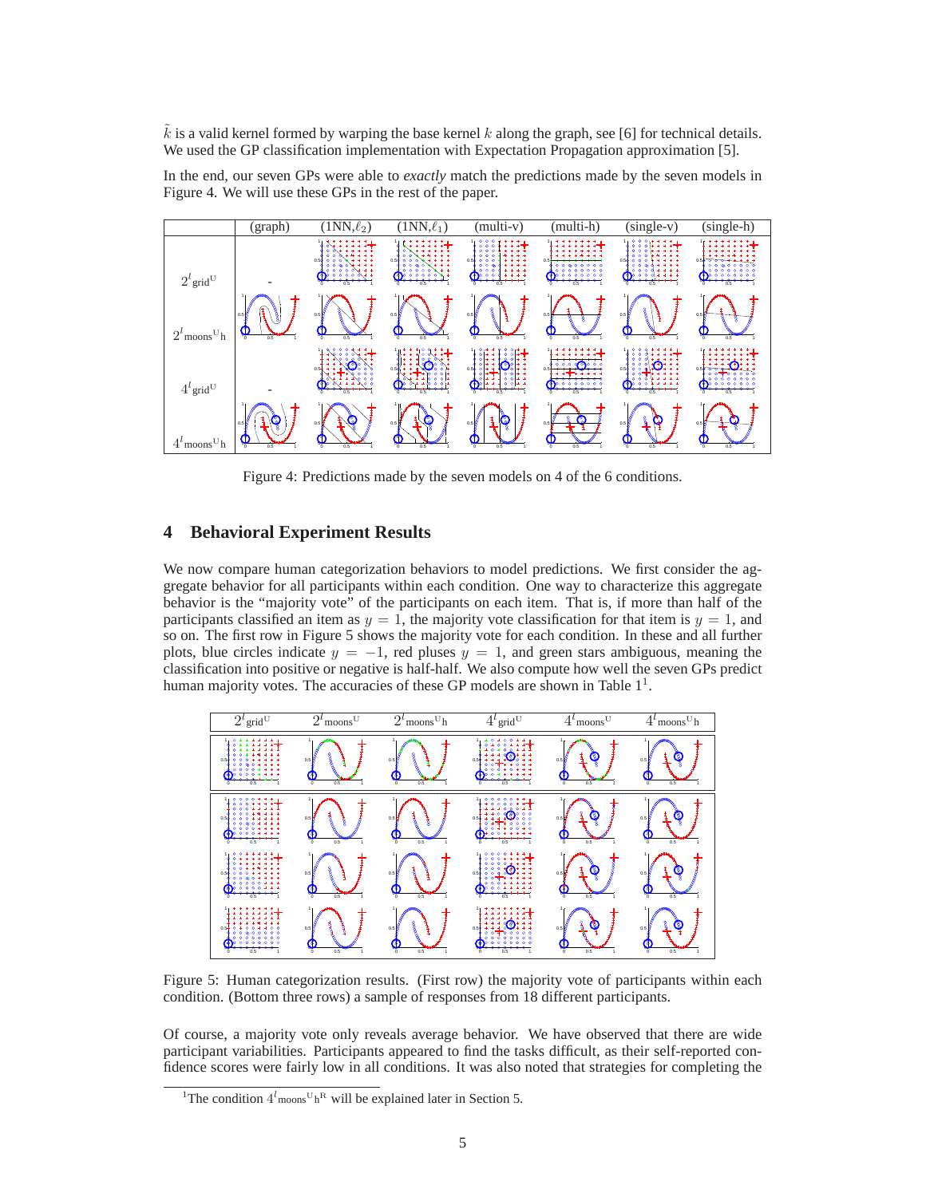$\tilde{k}$ is a valid kernel formed by warping the base kernel $k$ along the graph, see [6] for technical details. We used the GP classification implementation with Expectation Propagation approximation [5].

In the end, our seven GPs were able to *exactly* match the predictions made by the seven models in Figure 4. We will use these GPs in the rest of the paper.

Figure 4: Predictions made by the seven models on 4 of the 6 conditions.

## 4 Behavioral Experiment Results

We now compare human categorization behaviors to model predictions. We first consider the aggregate behavior for all participants within each condition. One way to characterize this aggregate behavior is the "majority vote" of the participants on each item. That is, if more than half of the participants classified an item as $y = 1$, the majority vote classification for that item is $y = 1$, and so on. The first row in Figure 5 shows the majority vote for each condition. In these and all further plots, blue circles indicate $y = -1$, red pluses $y = 1$, and green stars ambiguous, meaning the classification into positive or negative is half-half. We also compute how well the seven GPs predict human majority votes. The accuracies of these GP models are shown in Table 1[1].

Figure 5: Human categorization results. (First row) the majority vote of participants within each condition. (Bottom three rows) a sample of responses from 18 different participants.

Of course, a majority vote only reveals average behavior. We have observed that there are wide participant variabilities. Participants appeared to find the tasks difficult, as their self-reported confidence scores were fairly low in all conditions. It was also noted that strategies for completing the

[1]The condition $4^l{}_{\text{moons}}{}^{\text{U}}\text{h}^{\text{R}}$ will be explained later in Section 5.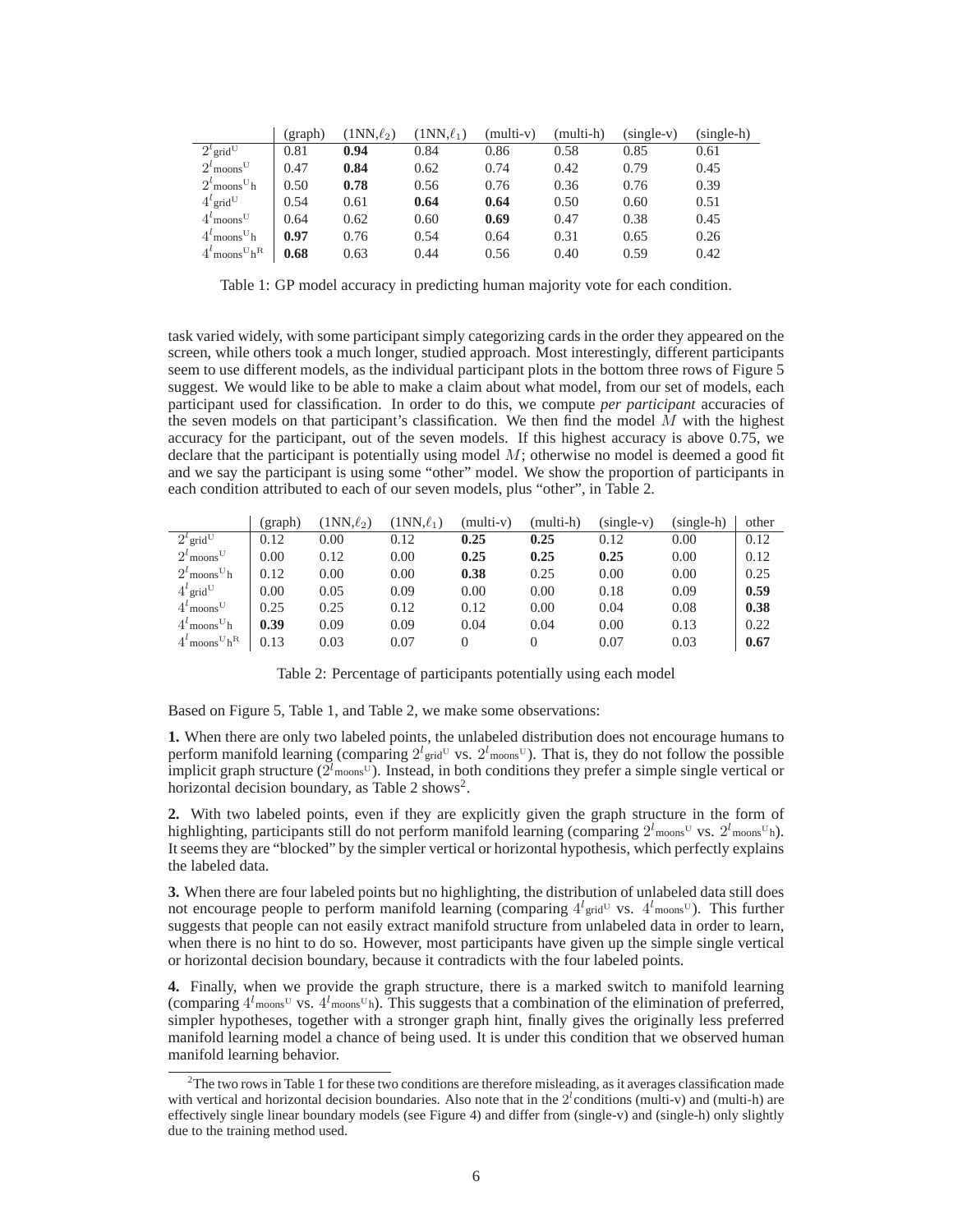|  | (graph) | (1NN,$\ell_2$) | (1NN,$\ell_1$) | (multi-v) | (multi-h) | (single-v) | (single-h) |
|---|---|---|---|---|---|---|---|
| $2^l{}_{\text{grid}^{\text{U}}}$ | 0.81 | **0.94** | 0.84 | 0.86 | 0.58 | 0.85 | 0.61 |
| $2^l{}_{\text{moons}^{\text{U}}}$ | 0.47 | **0.84** | 0.62 | 0.74 | 0.42 | 0.79 | 0.45 |
| $2^l{}_{\text{moons}^{\text{U}}\text{h}}$ | 0.50 | **0.78** | 0.56 | 0.76 | 0.36 | 0.76 | 0.39 |
| $4^l{}_{\text{grid}^{\text{U}}}$ | 0.54 | 0.61 | **0.64** | **0.64** | 0.50 | 0.60 | 0.51 |
| $4^l{}_{\text{moons}^{\text{U}}}$ | 0.64 | 0.62 | 0.60 | **0.69** | 0.47 | 0.38 | 0.45 |
| $4^l{}_{\text{moons}^{\text{U}}\text{h}}$ | **0.97** | 0.76 | 0.54 | 0.64 | 0.31 | 0.65 | 0.26 |
| $4^l{}_{\text{moons}^{\text{U}}\text{h}^{\text{R}}}$ | **0.68** | 0.63 | 0.44 | 0.56 | 0.40 | 0.59 | 0.42 |

Table 1: GP model accuracy in predicting human majority vote for each condition.

task varied widely, with some participant simply categorizing cards in the order they appeared on the screen, while others took a much longer, studied approach. Most interestingly, different participants seem to use different models, as the individual participant plots in the bottom three rows of Figure 5 suggest. We would like to be able to make a claim about what model, from our set of models, each participant used for classification. In order to do this, we compute *per participant* accuracies of the seven models on that participant's classification. We then find the model $M$ with the highest accuracy for the participant, out of the seven models. If this highest accuracy is above 0.75, we declare that the participant is potentially using model $M$; otherwise no model is deemed a good fit and we say the participant is using some "other" model. We show the proportion of participants in each condition attributed to each of our seven models, plus "other", in Table 2.

|  | (graph) | (1NN,$\ell_2$) | (1NN,$\ell_1$) | (multi-v) | (multi-h) | (single-v) | (single-h) | other |
|---|---|---|---|---|---|---|---|---|
| $2^l{}_{\text{grid}^{\text{U}}}$ | 0.12 | 0.00 | 0.12 | **0.25** | **0.25** | 0.12 | 0.00 | 0.12 |
| $2^l{}_{\text{moons}^{\text{U}}}$ | 0.00 | 0.12 | 0.00 | **0.25** | **0.25** | **0.25** | 0.00 | 0.12 |
| $2^l{}_{\text{moons}^{\text{U}}\text{h}}$ | 0.12 | 0.00 | 0.00 | **0.38** | 0.25 | 0.00 | 0.00 | 0.25 |
| $4^l{}_{\text{grid}^{\text{U}}}$ | 0.00 | 0.05 | 0.09 | 0.00 | 0.00 | 0.18 | 0.09 | **0.59** |
| $4^l{}_{\text{moons}^{\text{U}}}$ | 0.25 | 0.25 | 0.12 | 0.12 | 0.00 | 0.04 | 0.08 | **0.38** |
| $4^l{}_{\text{moons}^{\text{U}}\text{h}}$ | **0.39** | 0.09 | 0.09 | 0.04 | 0.04 | 0.00 | 0.13 | 0.22 |
| $4^l{}_{\text{moons}^{\text{U}}\text{h}^{\text{R}}}$ | 0.13 | 0.03 | 0.07 | 0 | 0 | 0.07 | 0.03 | **0.67** |

Table 2: Percentage of participants potentially using each model

Based on Figure 5, Table 1, and Table 2, we make some observations:

**1.** When there are only two labeled points, the unlabeled distribution does not encourage humans to perform manifold learning (comparing $2^l{}_{\text{grid}^{\text{U}}}$ vs. $2^l{}_{\text{moons}^{\text{U}}}$). That is, they do not follow the possible implicit graph structure ($2^l{}_{\text{moons}^{\text{U}}}$). Instead, in both conditions they prefer a simple single vertical or horizontal decision boundary, as Table 2 shows[2].

**2.** With two labeled points, even if they are explicitly given the graph structure in the form of highlighting, participants still do not perform manifold learning (comparing $2^l{}_{\text{moons}^{\text{U}}}$ vs. $2^l{}_{\text{moons}^{\text{U}}\text{h}}$). It seems they are "blocked" by the simpler vertical or horizontal hypothesis, which perfectly explains the labeled data.

**3.** When there are four labeled points but no highlighting, the distribution of unlabeled data still does not encourage people to perform manifold learning (comparing $4^l{}_{\text{grid}^{\text{U}}}$ vs. $4^l{}_{\text{moons}^{\text{U}}}$). This further suggests that people can not easily extract manifold structure from unlabeled data in order to learn, when there is no hint to do so. However, most participants have given up the simple single vertical or horizontal decision boundary, because it contradicts with the four labeled points.

**4.** Finally, when we provide the graph structure, there is a marked switch to manifold learning (comparing $4^l{}_{\text{moons}^{\text{U}}}$ vs. $4^l{}_{\text{moons}^{\text{U}}\text{h}}$). This suggests that a combination of the elimination of preferred, simpler hypotheses, together with a stronger graph hint, finally gives the originally less preferred manifold learning model a chance of being used. It is under this condition that we observed human manifold learning behavior.

[2] The two rows in Table 1 for these two conditions are therefore misleading, as it averages classification made with vertical and horizontal decision boundaries. Also note that in the $2^l$ conditions (multi-v) and (multi-h) are effectively single linear boundary models (see Figure 4) and differ from (single-v) and (single-h) only slightly due to the training method used.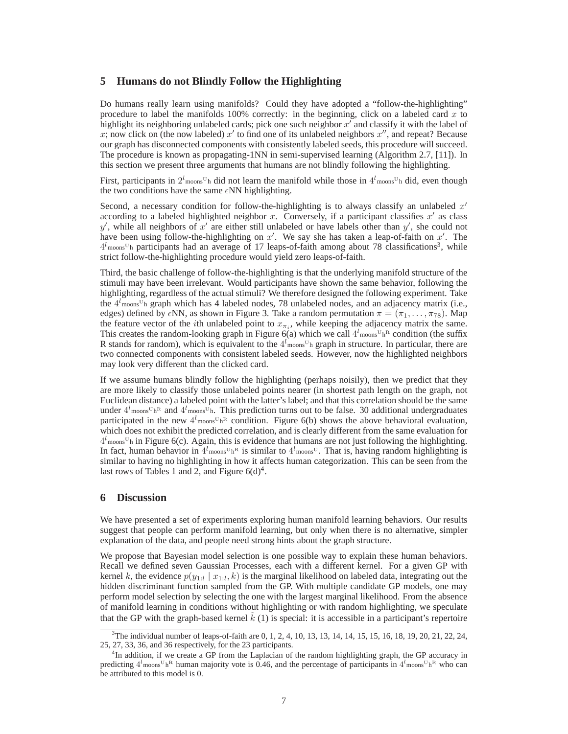## 5 Humans do not Blindly Follow the Highlighting

Do humans really learn using manifolds? Could they have adopted a "follow-the-highlighting" procedure to label the manifolds 100% correctly: in the beginning, click on a labeled card $x$ to highlight its neighboring unlabeled cards; pick one such neighbor $x'$ and classify it with the label of $x$; now click on (the now labeled) $x'$ to find one of its unlabeled neighbors $x''$, and repeat? Because our graph has disconnected components with consistently labeled seeds, this procedure will succeed. The procedure is known as propagating-1NN in semi-supervised learning (Algorithm 2.7, [11]). In this section we present three arguments that humans are not blindly following the highlighting.

First, participants in $2^l{}_{\text{moons}^{\text{U}}\text{h}}$ did not learn the manifold while those in $4^l{}_{\text{moons}^{\text{U}}\text{h}}$ did, even though the two conditions have the same $\epsilon$NN highlighting.

Second, a necessary condition for follow-the-highlighting is to always classify an unlabeled $x'$ according to a labeled highlighted neighbor $x$. Conversely, if a participant classifies $x'$ as class $y'$, while all neighbors of $x'$ are either still unlabeled or have labels other than $y'$, she could not have been using follow-the-highlighting on $x'$. We say she has taken a leap-of-faith on $x'$. The $4^l{}_{\text{moons}^{\text{U}}\text{h}}$ participants had an average of 17 leaps-of-faith among about 78 classifications[3], while strict follow-the-highlighting procedure would yield zero leaps-of-faith.

Third, the basic challenge of follow-the-highlighting is that the underlying manifold structure of the stimuli may have been irrelevant. Would participants have shown the same behavior, following the highlighting, regardless of the actual stimuli? We therefore designed the following experiment. Take the $4^l{}_{\text{moons}^{\text{U}}\text{h}}$ graph which has 4 labeled nodes, 78 unlabeled nodes, and an adjacency matrix (i.e., edges) defined by $\epsilon$NN, as shown in Figure 3. Take a random permutation $\pi = (\pi_1, \ldots, \pi_{78})$. Map the feature vector of the $i$th unlabeled point to $x_{\pi_i}$, while keeping the adjacency matrix the same. This creates the random-looking graph in Figure 6(a) which we call $4^l{}_{\text{moons}^{\text{U}}\text{h}^{\text{R}}}$ condition (the suffix R stands for random), which is equivalent to the $4^l{}_{\text{moons}^{\text{U}}\text{h}}$ graph in structure. In particular, there are two connected components with consistent labeled seeds. However, now the highlighted neighbors may look very different than the clicked card.

If we assume humans blindly follow the highlighting (perhaps noisily), then we predict that they are more likely to classify those unlabeled points nearer (in shortest path length on the graph, not Euclidean distance) a labeled point with the latter's label; and that this correlation should be the same under $4^l{}_{\text{moons}^{\text{U}}\text{h}^{\text{R}}}$ and $4^l{}_{\text{moons}^{\text{U}}\text{h}}$. This prediction turns out to be false. 30 additional undergraduates participated in the new $4^l{}_{\text{moons}^{\text{U}}\text{h}^{\text{R}}}$ condition. Figure 6(b) shows the above behavioral evaluation, which does not exhibit the predicted correlation, and is clearly different from the same evaluation for $4^l{}_{\text{moons}^{\text{U}}\text{h}}$ in Figure 6(c). Again, this is evidence that humans are not just following the highlighting. In fact, human behavior in $4^l{}_{\text{moons}^{\text{U}}\text{h}^{\text{R}}}$ is similar to $4^l{}_{\text{moons}^{\text{U}}}$. That is, having random highlighting is similar to having no highlighting in how it affects human categorization. This can be seen from the last rows of Tables 1 and 2, and Figure 6(d)[4].

## 6 Discussion

We have presented a set of experiments exploring human manifold learning behaviors. Our results suggest that people can perform manifold learning, but only when there is no alternative, simpler explanation of the data, and people need strong hints about the graph structure.

We propose that Bayesian model selection is one possible way to explain these human behaviors. Recall we defined seven Gaussian Processes, each with a different kernel. For a given GP with kernel $k$, the evidence $p(y_{1:l} \mid x_{1:l}, k)$ is the marginal likelihood on labeled data, integrating out the hidden discriminant function sampled from the GP. With multiple candidate GP models, one may perform model selection by selecting the one with the largest marginal likelihood. From the absence of manifold learning in conditions without highlighting or with random highlighting, we speculate that the GP with the graph-based kernel $\tilde{k}$ (1) is special: it is accessible in a participant's repertoire

[3] The individual number of leaps-of-faith are 0, 1, 2, 4, 10, 13, 13, 14, 14, 15, 15, 16, 18, 19, 20, 21, 22, 24, 25, 27, 33, 36, and 36 respectively, for the 23 participants.

[4] In addition, if we create a GP from the Laplacian of the random highlighting graph, the GP accuracy in predicting $4^l{}_{\text{moons}^{\text{U}}\text{h}^{\text{R}}}$ human majority vote is 0.46, and the percentage of participants in $4^l{}_{\text{moons}^{\text{U}}\text{h}^{\text{R}}}$ who can be attributed to this model is 0.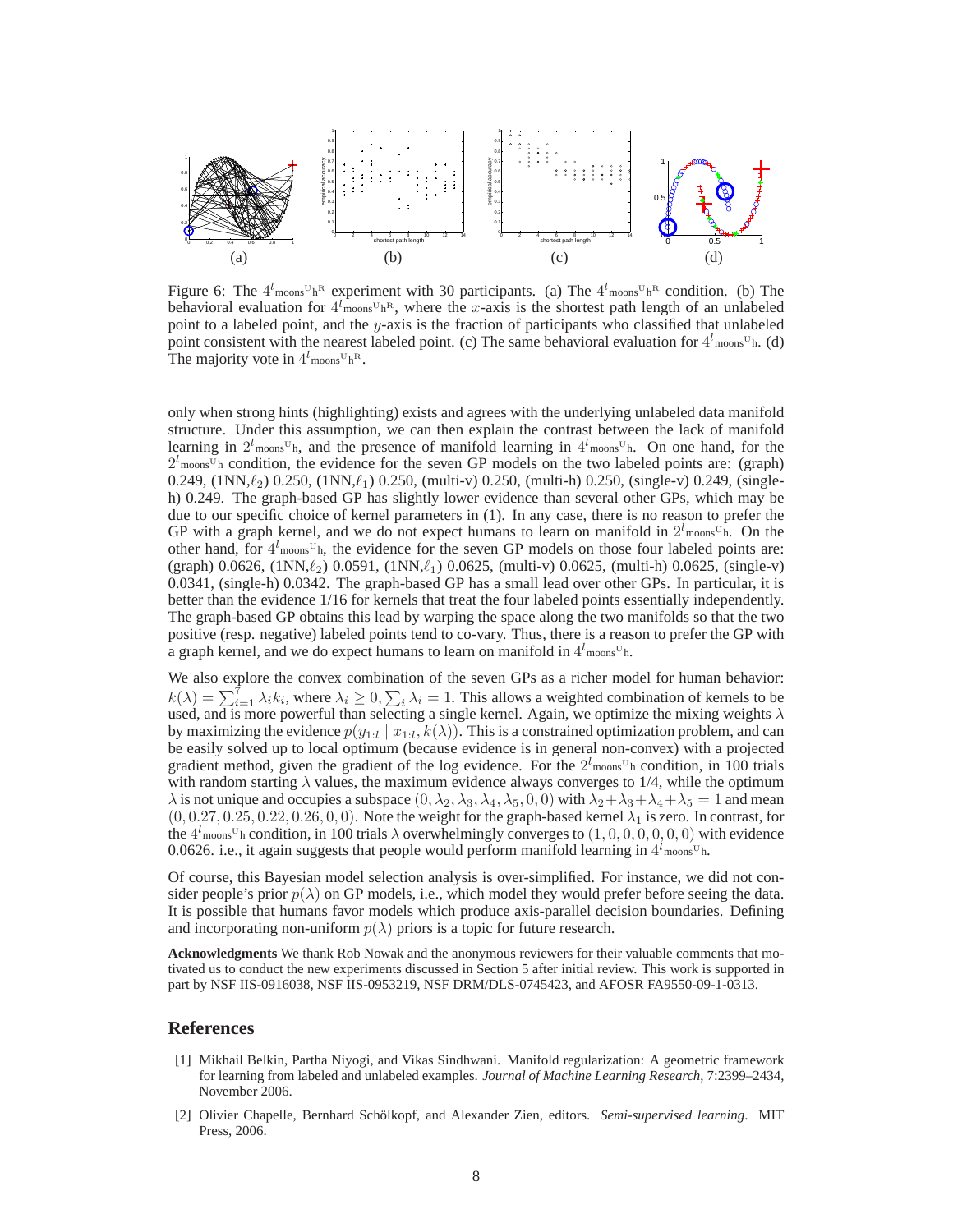(a) (b) (c) (d)

Figure 6: The $4^l_{\text{moons}}\text{U}_{\text{h}}\text{R}$ experiment with 30 participants. (a) The $4^l_{\text{moons}}\text{U}_{\text{h}}\text{R}$ condition. (b) The behavioral evaluation for $4^l_{\text{moons}}\text{U}_{\text{h}}\text{R}$, where the $x$-axis is the shortest path length of an unlabeled point to a labeled point, and the $y$-axis is the fraction of participants who classified that unlabeled point consistent with the nearest labeled point. (c) The same behavioral evaluation for $4^l_{\text{moons}}\text{U}_{\text{h}}$. (d) The majority vote in $4^l_{\text{moons}}\text{U}_{\text{h}}\text{R}$.

only when strong hints (highlighting) exists and agrees with the underlying unlabeled data manifold structure. Under this assumption, we can then explain the contrast between the lack of manifold learning in $2^l_{\text{moons}}\text{U}_{\text{h}}$, and the presence of manifold learning in $4^l_{\text{moons}}\text{U}_{\text{h}}$. On one hand, for the $2^l_{\text{moons}}\text{U}_{\text{h}}$ condition, the evidence for the seven GP models on the two labeled points are: (graph) 0.249, (1NN,$\ell_2$) 0.250, (1NN,$\ell_1$) 0.250, (multi-v) 0.250, (multi-h) 0.250, (single-v) 0.249, (single-h) 0.249. The graph-based GP has slightly lower evidence than several other GPs, which may be due to our specific choice of kernel parameters in (1). In any case, there is no reason to prefer the GP with a graph kernel, and we do not expect humans to learn on manifold in $2^l_{\text{moons}}\text{U}_{\text{h}}$. On the other hand, for $4^l_{\text{moons}}\text{U}_{\text{h}}$, the evidence for the seven GP models on those four labeled points are: (graph) 0.0626, (1NN,$\ell_2$) 0.0591, (1NN,$\ell_1$) 0.0625, (multi-v) 0.0625, (multi-h) 0.0625, (single-v) 0.0341, (single-h) 0.0342. The graph-based GP has a small lead over other GPs. In particular, it is better than the evidence 1/16 for kernels that treat the four labeled points essentially independently. The graph-based GP obtains this lead by warping the space along the two manifolds so that the two positive (resp. negative) labeled points tend to co-vary. Thus, there is a reason to prefer the GP with a graph kernel, and we do expect humans to learn on manifold in $4^l_{\text{moons}}\text{U}_{\text{h}}$.

We also explore the convex combination of the seven GPs as a richer model for human behavior: $k(\lambda) = \sum_{i=1}^{7} \lambda_i k_i$, where $\lambda_i \geq 0, \sum_i \lambda_i = 1$. This allows a weighted combination of kernels to be used, and is more powerful than selecting a single kernel. Again, we optimize the mixing weights $\lambda$ by maximizing the evidence $p(y_{1:l} \mid x_{1:l}, k(\lambda))$. This is a constrained optimization problem, and can be easily solved up to local optimum (because evidence is in general non-convex) with a projected gradient method, given the gradient of the log evidence. For the $2^l_{\text{moons}}\text{U}_{\text{h}}$ condition, in 100 trials with random starting $\lambda$ values, the maximum evidence always converges to 1/4, while the optimum $\lambda$ is not unique and occupies a subspace $(0, \lambda_2, \lambda_3, \lambda_4, \lambda_5, 0, 0)$ with $\lambda_2+\lambda_3+\lambda_4+\lambda_5 = 1$ and mean $(0, 0.27, 0.25, 0.22, 0.26, 0, 0)$. Note the weight for the graph-based kernel $\lambda_1$ is zero. In contrast, for the $4^l_{\text{moons}}\text{U}_{\text{h}}$ condition, in 100 trials $\lambda$ overwhelmingly converges to $(1, 0, 0, 0, 0, 0, 0)$ with evidence 0.0626. i.e., it again suggests that people would perform manifold learning in $4^l_{\text{moons}}\text{U}_{\text{h}}$.

Of course, this Bayesian model selection analysis is over-simplified. For instance, we did not consider people's prior $p(\lambda)$ on GP models, i.e., which model they would prefer before seeing the data. It is possible that humans favor models which produce axis-parallel decision boundaries. Defining and incorporating non-uniform $p(\lambda)$ priors is a topic for future research.

**Acknowledgments** We thank Rob Nowak and the anonymous reviewers for their valuable comments that motivated us to conduct the new experiments discussed in Section 5 after initial review. This work is supported in part by NSF IIS-0916038, NSF IIS-0953219, NSF DRM/DLS-0745423, and AFOSR FA9550-09-1-0313.

## References

[1] Mikhail Belkin, Partha Niyogi, and Vikas Sindhwani. Manifold regularization: A geometric framework for learning from labeled and unlabeled examples. *Journal of Machine Learning Research*, 7:2399–2434, November 2006.

[2] Olivier Chapelle, Bernhard Schölkopf, and Alexander Zien, editors. *Semi-supervised learning*. MIT Press, 2006.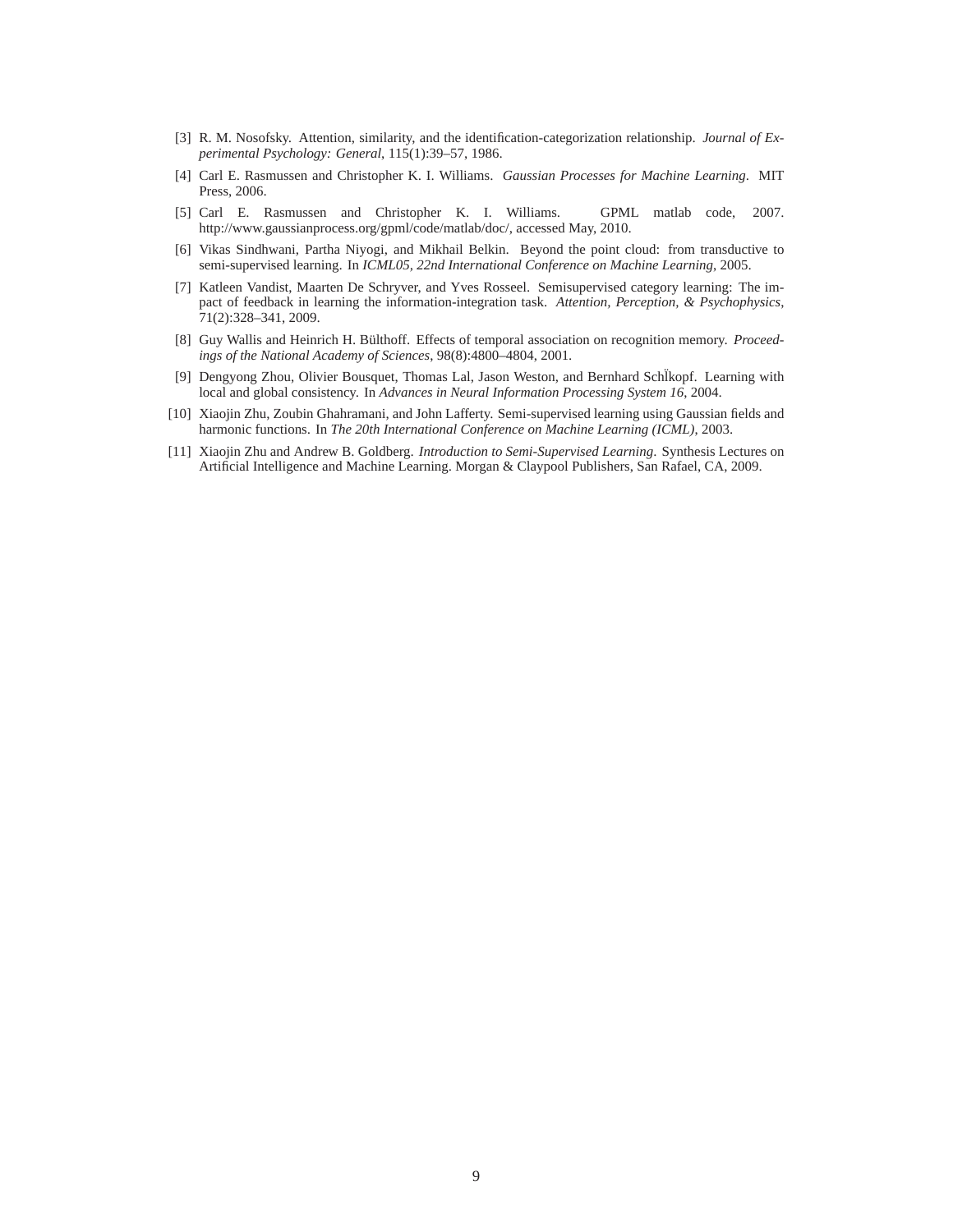[3] R. M. Nosofsky. Attention, similarity, and the identification-categorization relationship. *Journal of Experimental Psychology: General*, 115(1):39–57, 1986.

[4] Carl E. Rasmussen and Christopher K. I. Williams. *Gaussian Processes for Machine Learning*. MIT Press, 2006.

[5] Carl E. Rasmussen and Christopher K. I. Williams. GPML matlab code, 2007. http://www.gaussianprocess.org/gpml/code/matlab/doc/, accessed May, 2010.

[6] Vikas Sindhwani, Partha Niyogi, and Mikhail Belkin. Beyond the point cloud: from transductive to semi-supervised learning. In *ICML05, 22nd International Conference on Machine Learning*, 2005.

[7] Katleen Vandist, Maarten De Schryver, and Yves Rosseel. Semisupervised category learning: The impact of feedback in learning the information-integration task. *Attention, Perception, & Psychophysics*, 71(2):328–341, 2009.

[8] Guy Wallis and Heinrich H. Bülthoff. Effects of temporal association on recognition memory. *Proceedings of the National Academy of Sciences*, 98(8):4800–4804, 2001.

[9] Dengyong Zhou, Olivier Bousquet, Thomas Lal, Jason Weston, and Bernhard Schlkopf. Learning with local and global consistency. In *Advances in Neural Information Processing System 16*, 2004.

[10] Xiaojin Zhu, Zoubin Ghahramani, and John Lafferty. Semi-supervised learning using Gaussian fields and harmonic functions. In *The 20th International Conference on Machine Learning (ICML)*, 2003.

[11] Xiaojin Zhu and Andrew B. Goldberg. *Introduction to Semi-Supervised Learning*. Synthesis Lectures on Artificial Intelligence and Machine Learning. Morgan & Claypool Publishers, San Rafael, CA, 2009.